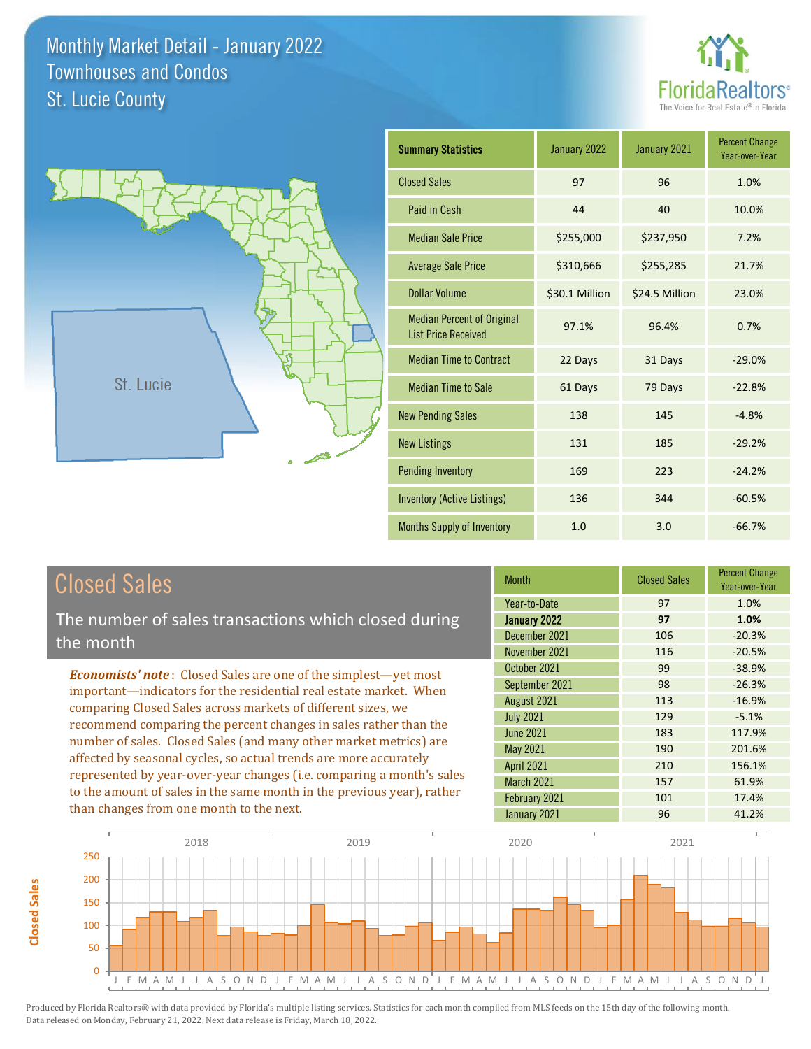# Monthly Market Detail - January 2022
## Townhouses and Condos
## St. Lucie County

FloridaRealtors® The Voice for Real Estate® in Florida

St. Lucie

| Summary Statistics | January 2022 | January 2021 | Percent Change Year-over-Year |
|---|---|---|---|
| Closed Sales | 97 | 96 | 1.0% |
| Paid in Cash | 44 | 40 | 10.0% |
| Median Sale Price | $255,000 | $237,950 | 7.2% |
| Average Sale Price | $310,666 | $255,285 | 21.7% |
| Dollar Volume | $30.1 Million | $24.5 Million | 23.0% |
| Median Percent of Original List Price Received | 97.1% | 96.4% | 0.7% |
| Median Time to Contract | 22 Days | 31 Days | -29.0% |
| Median Time to Sale | 61 Days | 79 Days | -22.8% |
| New Pending Sales | 138 | 145 | -4.8% |
| New Listings | 131 | 185 | -29.2% |
| Pending Inventory | 169 | 223 | -24.2% |
| Inventory (Active Listings) | 136 | 344 | -60.5% |
| Months Supply of Inventory | 1.0 | 3.0 | -66.7% |

## Closed Sales

The number of sales transactions which closed during the month

*Economists' note*: Closed Sales are one of the simplest—yet most important—indicators for the residential real estate market. When comparing Closed Sales across markets of different sizes, we recommend comparing the percent changes in sales rather than the number of sales. Closed Sales (and many other market metrics) are affected by seasonal cycles, so actual trends are more accurately represented by year-over-year changes (i.e. comparing a month's sales to the amount of sales in the same month in the previous year), rather than changes from one month to the next.

| Month | Closed Sales | Percent Change Year-over-Year |
|---|---|---|
| Year-to-Date | 97 | 1.0% |
| **January 2022** | **97** | **1.0%** |
| December 2021 | 106 | -20.3% |
| November 2021 | 116 | -20.5% |
| October 2021 | 99 | -38.9% |
| September 2021 | 98 | -26.3% |
| August 2021 | 113 | -16.9% |
| July 2021 | 129 | -5.1% |
| June 2021 | 183 | 117.9% |
| May 2021 | 190 | 201.6% |
| April 2021 | 210 | 156.1% |
| March 2021 | 157 | 61.9% |
| February 2021 | 101 | 17.4% |
| January 2021 | 96 | 41.2% |

Produced by Florida Realtors® with data provided by Florida's multiple listing services. Statistics for each month compiled from MLS feeds on the 15th day of the following month. Data released on Monday, February 21, 2022. Next data release is Friday, March 18, 2022.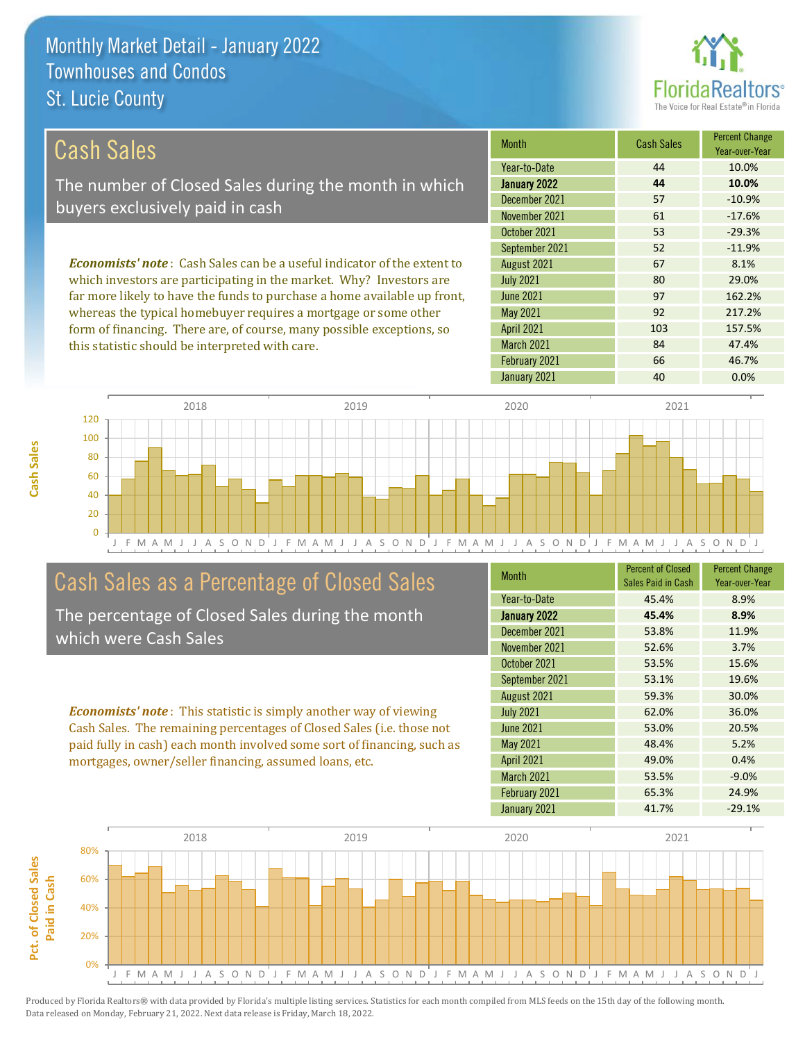# Monthly Market Detail - January 2022
## Townhouses and Condos
## St. Lucie County

## Cash Sales

The number of Closed Sales during the month in which buyers exclusively paid in cash

***Economists' note***: Cash Sales can be a useful indicator of the extent to which investors are participating in the market. Why? Investors are far more likely to have the funds to purchase a home available up front, whereas the typical homebuyer requires a mortgage or some other form of financing. There are, of course, many possible exceptions, so this statistic should be interpreted with care.

| Month | Cash Sales | Percent Change Year-over-Year |
|---|---|---|
| Year-to-Date | 44 | 10.0% |
| **January 2022** | **44** | **10.0%** |
| December 2021 | 57 | -10.9% |
| November 2021 | 61 | -17.6% |
| October 2021 | 53 | -29.3% |
| September 2021 | 52 | -11.9% |
| August 2021 | 67 | 8.1% |
| July 2021 | 80 | 29.0% |
| June 2021 | 97 | 162.2% |
| May 2021 | 92 | 217.2% |
| April 2021 | 103 | 157.5% |
| March 2021 | 84 | 47.4% |
| February 2021 | 66 | 46.7% |
| January 2021 | 40 | 0.0% |

## Cash Sales as a Percentage of Closed Sales

The percentage of Closed Sales during the month which were Cash Sales

***Economists' note***: This statistic is simply another way of viewing Cash Sales. The remaining percentages of Closed Sales (i.e. those not paid fully in cash) each month involved some sort of financing, such as mortgages, owner/seller financing, assumed loans, etc.

| Month | Percent of Closed Sales Paid in Cash | Percent Change Year-over-Year |
|---|---|---|
| Year-to-Date | 45.4% | 8.9% |
| **January 2022** | **45.4%** | **8.9%** |
| December 2021 | 53.8% | 11.9% |
| November 2021 | 52.6% | 3.7% |
| October 2021 | 53.5% | 15.6% |
| September 2021 | 53.1% | 19.6% |
| August 2021 | 59.3% | 30.0% |
| July 2021 | 62.0% | 36.0% |
| June 2021 | 53.0% | 20.5% |
| May 2021 | 48.4% | 5.2% |
| April 2021 | 49.0% | 0.4% |
| March 2021 | 53.5% | -9.0% |
| February 2021 | 65.3% | 24.9% |
| January 2021 | 41.7% | -29.1% |

Produced by Florida Realtors® with data provided by Florida's multiple listing services. Statistics for each month compiled from MLS feeds on the 15th day of the following month. Data released on Monday, February 21, 2022. Next data release is Friday, March 18, 2022.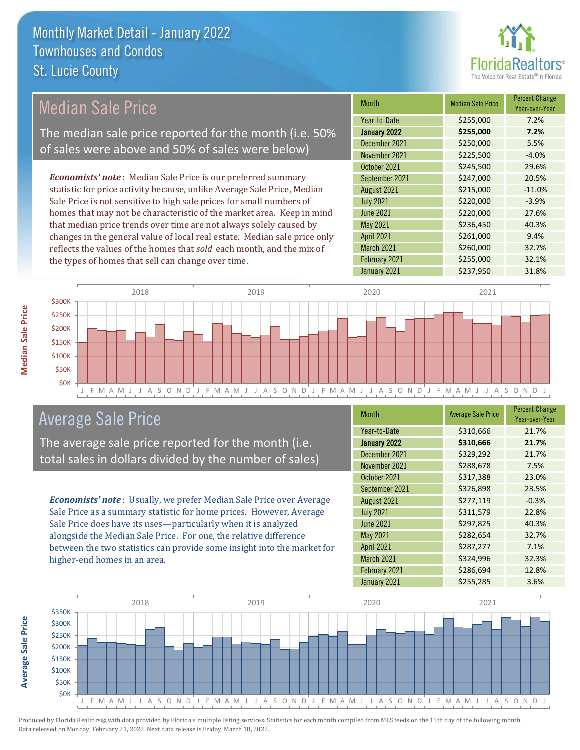# Monthly Market Detail - January 2022
## Townhouses and Condos
## St. Lucie County

## Median Sale Price

The median sale price reported for the month (i.e. 50% of sales were above and 50% of sales were below)

*Economists' note*: Median Sale Price is our preferred summary statistic for price activity because, unlike Average Sale Price, Median Sale Price is not sensitive to high sale prices for small numbers of homes that may not be characteristic of the market area. Keep in mind that median price trends over time are not always solely caused by changes in the general value of local real estate. Median sale price only reflects the values of the homes that *sold* each month, and the mix of the types of homes that sell can change over time.

| Month | Median Sale Price | Percent Change Year-over-Year |
|---|---|---|
| Year-to-Date | $255,000 | 7.2% |
| **January 2022** | **$255,000** | **7.2%** |
| December 2021 | $250,000 | 5.5% |
| November 2021 | $225,500 | -4.0% |
| October 2021 | $245,500 | 29.6% |
| September 2021 | $247,000 | 20.5% |
| August 2021 | $215,000 | -11.0% |
| July 2021 | $220,000 | -3.9% |
| June 2021 | $220,000 | 27.6% |
| May 2021 | $236,450 | 40.3% |
| April 2021 | $261,000 | 9.4% |
| March 2021 | $260,000 | 32.7% |
| February 2021 | $255,000 | 32.1% |
| January 2021 | $237,950 | 31.8% |

## Average Sale Price

The average sale price reported for the month (i.e. total sales in dollars divided by the number of sales)

*Economists' note*: Usually, we prefer Median Sale Price over Average Sale Price as a summary statistic for home prices. However, Average Sale Price does have its uses—particularly when it is analyzed alongside the Median Sale Price. For one, the relative difference between the two statistics can provide some insight into the market for higher-end homes in an area.

| Month | Average Sale Price | Percent Change Year-over-Year |
|---|---|---|
| Year-to-Date | $310,666 | 21.7% |
| **January 2022** | **$310,666** | **21.7%** |
| December 2021 | $329,292 | 21.7% |
| November 2021 | $288,678 | 7.5% |
| October 2021 | $317,388 | 23.0% |
| September 2021 | $326,898 | 23.5% |
| August 2021 | $277,119 | -0.3% |
| July 2021 | $311,579 | 22.8% |
| June 2021 | $297,825 | 40.3% |
| May 2021 | $282,654 | 32.7% |
| April 2021 | $287,277 | 7.1% |
| March 2021 | $324,996 | 32.3% |
| February 2021 | $286,694 | 12.8% |
| January 2021 | $255,285 | 3.6% |

Produced by Florida Realtors® with data provided by Florida's multiple listing services. Statistics for each month compiled from MLS feeds on the 15th day of the following month. Data released on Monday, February 21, 2022. Next data release is Friday, March 18, 2022.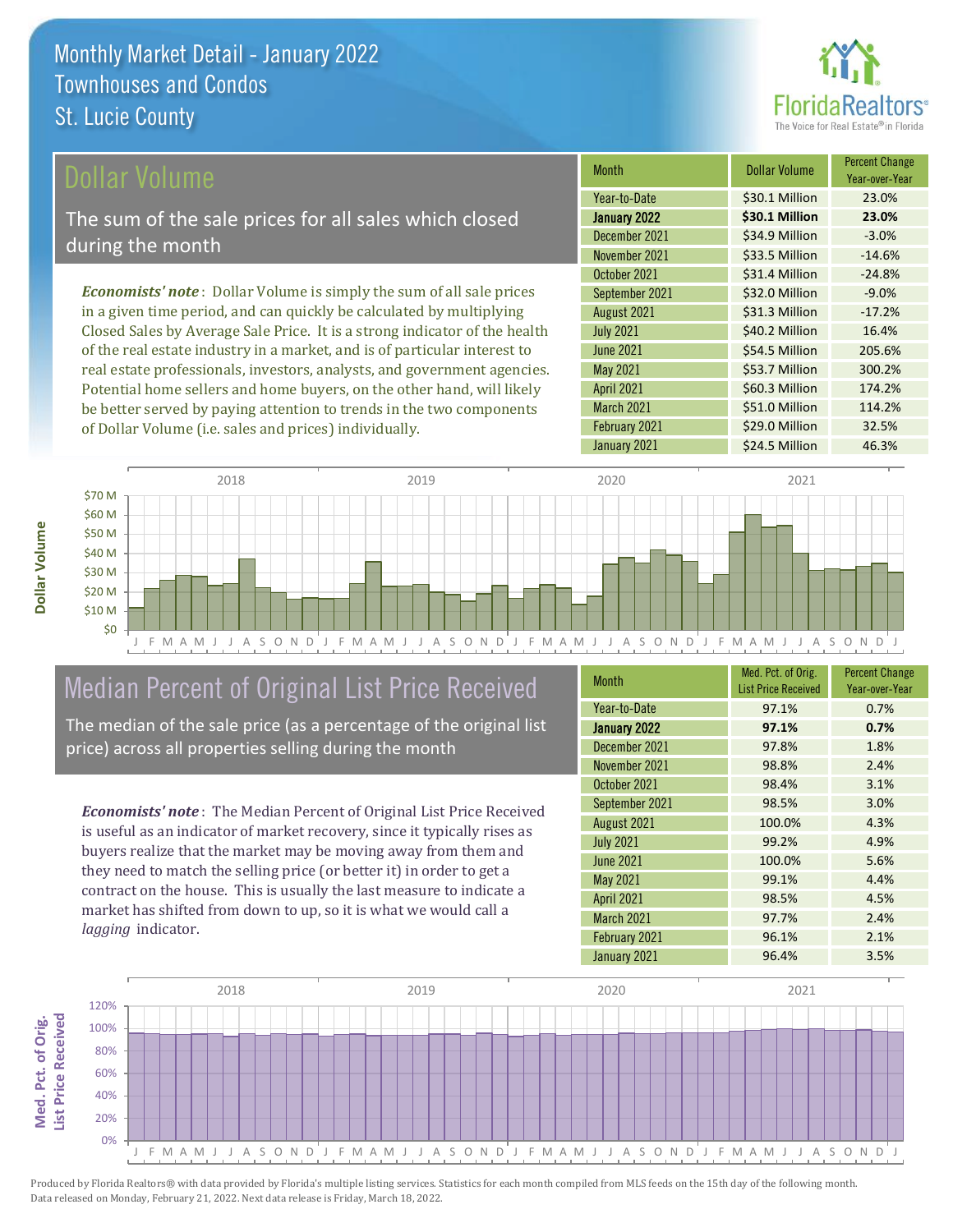# Monthly Market Detail - January 2022
## Townhouses and Condos
## St. Lucie County

## Dollar Volume

The sum of the sale prices for all sales which closed during the month

***Economists' note***: Dollar Volume is simply the sum of all sale prices in a given time period, and can quickly be calculated by multiplying Closed Sales by Average Sale Price. It is a strong indicator of the health of the real estate industry in a market, and is of particular interest to real estate professionals, investors, analysts, and government agencies. Potential home sellers and home buyers, on the other hand, will likely be better served by paying attention to trends in the two components of Dollar Volume (i.e. sales and prices) individually.

| Month | Dollar Volume | Percent Change Year-over-Year |
| --- | --- | --- |
| Year-to-Date | $30.1 Million | 23.0% |
| **January 2022** | **$30.1 Million** | **23.0%** |
| December 2021 | $34.9 Million | -3.0% |
| November 2021 | $33.5 Million | -14.6% |
| October 2021 | $31.4 Million | -24.8% |
| September 2021 | $32.0 Million | -9.0% |
| August 2021 | $31.3 Million | -17.2% |
| July 2021 | $40.2 Million | 16.4% |
| June 2021 | $54.5 Million | 205.6% |
| May 2021 | $53.7 Million | 300.2% |
| April 2021 | $60.3 Million | 174.2% |
| March 2021 | $51.0 Million | 114.2% |
| February 2021 | $29.0 Million | 32.5% |
| January 2021 | $24.5 Million | 46.3% |

## Median Percent of Original List Price Received

The median of the sale price (as a percentage of the original list price) across all properties selling during the month

***Economists' note***: The Median Percent of Original List Price Received is useful as an indicator of market recovery, since it typically rises as buyers realize that the market may be moving away from them and they need to match the selling price (or better it) in order to get a contract on the house. This is usually the last measure to indicate a market has shifted from down to up, so it is what we would call a *lagging* indicator.

| Month | Med. Pct. of Orig. List Price Received | Percent Change Year-over-Year |
| --- | --- | --- |
| Year-to-Date | 97.1% | 0.7% |
| **January 2022** | **97.1%** | **0.7%** |
| December 2021 | 97.8% | 1.8% |
| November 2021 | 98.8% | 2.4% |
| October 2021 | 98.4% | 3.1% |
| September 2021 | 98.5% | 3.0% |
| August 2021 | 100.0% | 4.3% |
| July 2021 | 99.2% | 4.9% |
| June 2021 | 100.0% | 5.6% |
| May 2021 | 99.1% | 4.4% |
| April 2021 | 98.5% | 4.5% |
| March 2021 | 97.7% | 2.4% |
| February 2021 | 96.1% | 2.1% |
| January 2021 | 96.4% | 3.5% |

Produced by Florida Realtors® with data provided by Florida's multiple listing services. Statistics for each month compiled from MLS feeds on the 15th day of the following month. Data released on Monday, February 21, 2022. Next data release is Friday, March 18, 2022.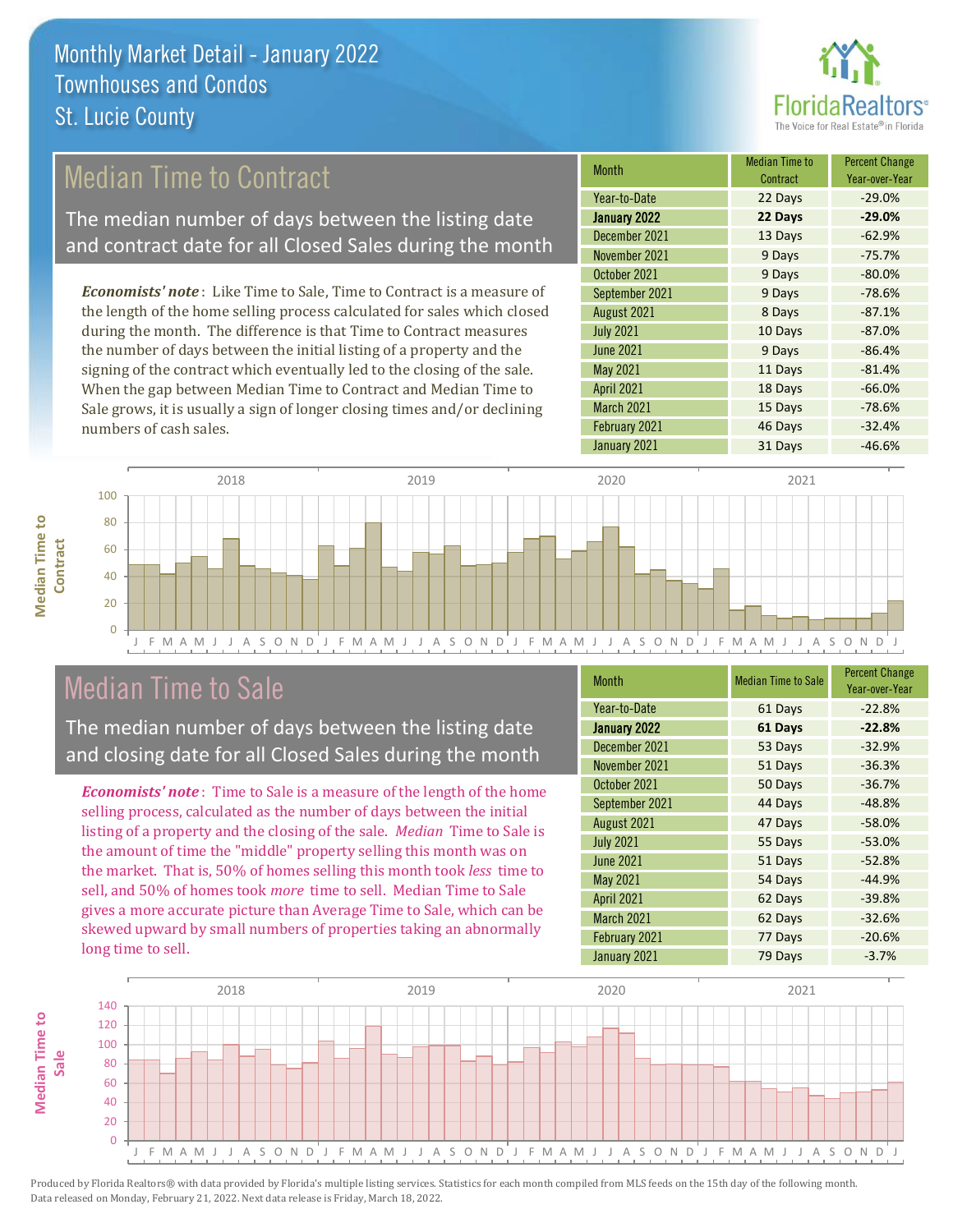# Monthly Market Detail - January 2022
## Townhouses and Condos
## St. Lucie County

## Median Time to Contract

The median number of days between the listing date and contract date for all Closed Sales during the month

*Economists' note*: Like Time to Sale, Time to Contract is a measure of the length of the home selling process calculated for sales which closed during the month. The difference is that Time to Contract measures the number of days between the initial listing of a property and the signing of the contract which eventually led to the closing of the sale. When the gap between Median Time to Contract and Median Time to Sale grows, it is usually a sign of longer closing times and/or declining numbers of cash sales.

| Month | Median Time to Contract | Percent Change Year-over-Year |
|---|---|---|
| Year-to-Date | 22 Days | -29.0% |
| **January 2022** | **22 Days** | **-29.0%** |
| December 2021 | 13 Days | -62.9% |
| November 2021 | 9 Days | -75.7% |
| October 2021 | 9 Days | -80.0% |
| September 2021 | 9 Days | -78.6% |
| August 2021 | 8 Days | -87.1% |
| July 2021 | 10 Days | -87.0% |
| June 2021 | 9 Days | -86.4% |
| May 2021 | 11 Days | -81.4% |
| April 2021 | 18 Days | -66.0% |
| March 2021 | 15 Days | -78.6% |
| February 2021 | 46 Days | -32.4% |
| January 2021 | 31 Days | -46.6% |

## Median Time to Sale

The median number of days between the listing date and closing date for all Closed Sales during the month

*Economists' note*: Time to Sale is a measure of the length of the home selling process, calculated as the number of days between the initial listing of a property and the closing of the sale. *Median* Time to Sale is the amount of time the "middle" property selling this month was on the market. That is, 50% of homes selling this month took *less* time to sell, and 50% of homes took *more* time to sell. Median Time to Sale gives a more accurate picture than Average Time to Sale, which can be skewed upward by small numbers of properties taking an abnormally long time to sell.

| Month | Median Time to Sale | Percent Change Year-over-Year |
|---|---|---|
| Year-to-Date | 61 Days | -22.8% |
| **January 2022** | **61 Days** | **-22.8%** |
| December 2021 | 53 Days | -32.9% |
| November 2021 | 51 Days | -36.3% |
| October 2021 | 50 Days | -36.7% |
| September 2021 | 44 Days | -48.8% |
| August 2021 | 47 Days | -58.0% |
| July 2021 | 55 Days | -53.0% |
| June 2021 | 51 Days | -52.8% |
| May 2021 | 54 Days | -44.9% |
| April 2021 | 62 Days | -39.8% |
| March 2021 | 62 Days | -32.6% |
| February 2021 | 77 Days | -20.6% |
| January 2021 | 79 Days | -3.7% |

Produced by Florida Realtors® with data provided by Florida's multiple listing services. Statistics for each month compiled from MLS feeds on the 15th day of the following month. Data released on Monday, February 21, 2022. Next data release is Friday, March 18, 2022.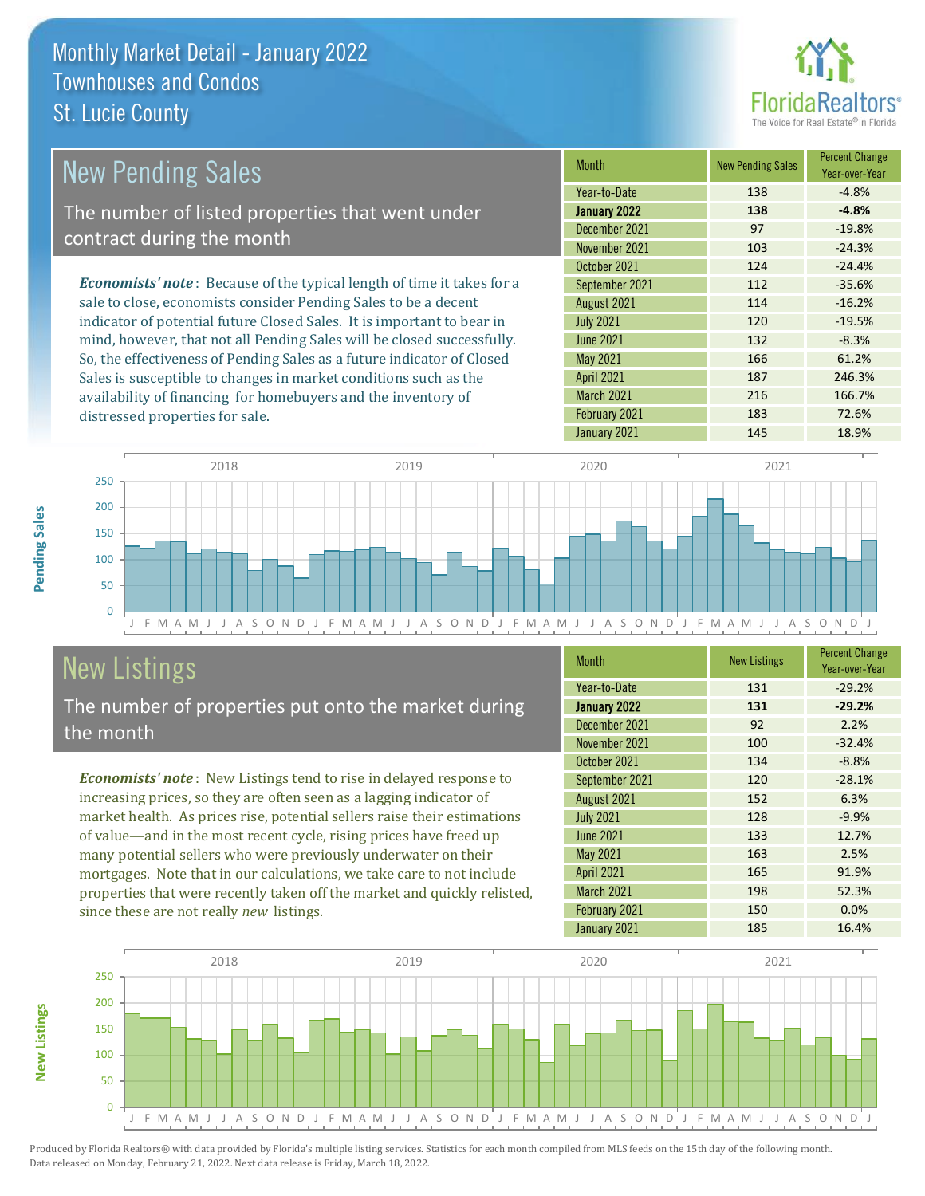# Monthly Market Detail - January 2022
## Townhouses and Condos
## St. Lucie County

## New Pending Sales

The number of listed properties that went under contract during the month

***Economists' note***: Because of the typical length of time it takes for a sale to close, economists consider Pending Sales to be a decent indicator of potential future Closed Sales. It is important to bear in mind, however, that not all Pending Sales will be closed successfully. So, the effectiveness of Pending Sales as a future indicator of Closed Sales is susceptible to changes in market conditions such as the availability of financing for homebuyers and the inventory of distressed properties for sale.

| Month | New Pending Sales | Percent Change Year-over-Year |
|---|---|---|
| Year-to-Date | 138 | -4.8% |
| **January 2022** | **138** | **-4.8%** |
| December 2021 | 97 | -19.8% |
| November 2021 | 103 | -24.3% |
| October 2021 | 124 | -24.4% |
| September 2021 | 112 | -35.6% |
| August 2021 | 114 | -16.2% |
| July 2021 | 120 | -19.5% |
| June 2021 | 132 | -8.3% |
| May 2021 | 166 | 61.2% |
| April 2021 | 187 | 246.3% |
| March 2021 | 216 | 166.7% |
| February 2021 | 183 | 72.6% |
| January 2021 | 145 | 18.9% |

## New Listings

The number of properties put onto the market during the month

***Economists' note***: New Listings tend to rise in delayed response to increasing prices, so they are often seen as a lagging indicator of market health. As prices rise, potential sellers raise their estimations of value—and in the most recent cycle, rising prices have freed up many potential sellers who were previously underwater on their mortgages. Note that in our calculations, we take care to not include properties that were recently taken off the market and quickly relisted, since these are not really *new* listings.

| Month | New Listings | Percent Change Year-over-Year |
|---|---|---|
| Year-to-Date | 131 | -29.2% |
| **January 2022** | **131** | **-29.2%** |
| December 2021 | 92 | 2.2% |
| November 2021 | 100 | -32.4% |
| October 2021 | 134 | -8.8% |
| September 2021 | 120 | -28.1% |
| August 2021 | 152 | 6.3% |
| July 2021 | 128 | -9.9% |
| June 2021 | 133 | 12.7% |
| May 2021 | 163 | 2.5% |
| April 2021 | 165 | 91.9% |
| March 2021 | 198 | 52.3% |
| February 2021 | 150 | 0.0% |
| January 2021 | 185 | 16.4% |

Produced by Florida Realtors® with data provided by Florida's multiple listing services. Statistics for each month compiled from MLS feeds on the 15th day of the following month. Data released on Monday, February 21, 2022. Next data release is Friday, March 18, 2022.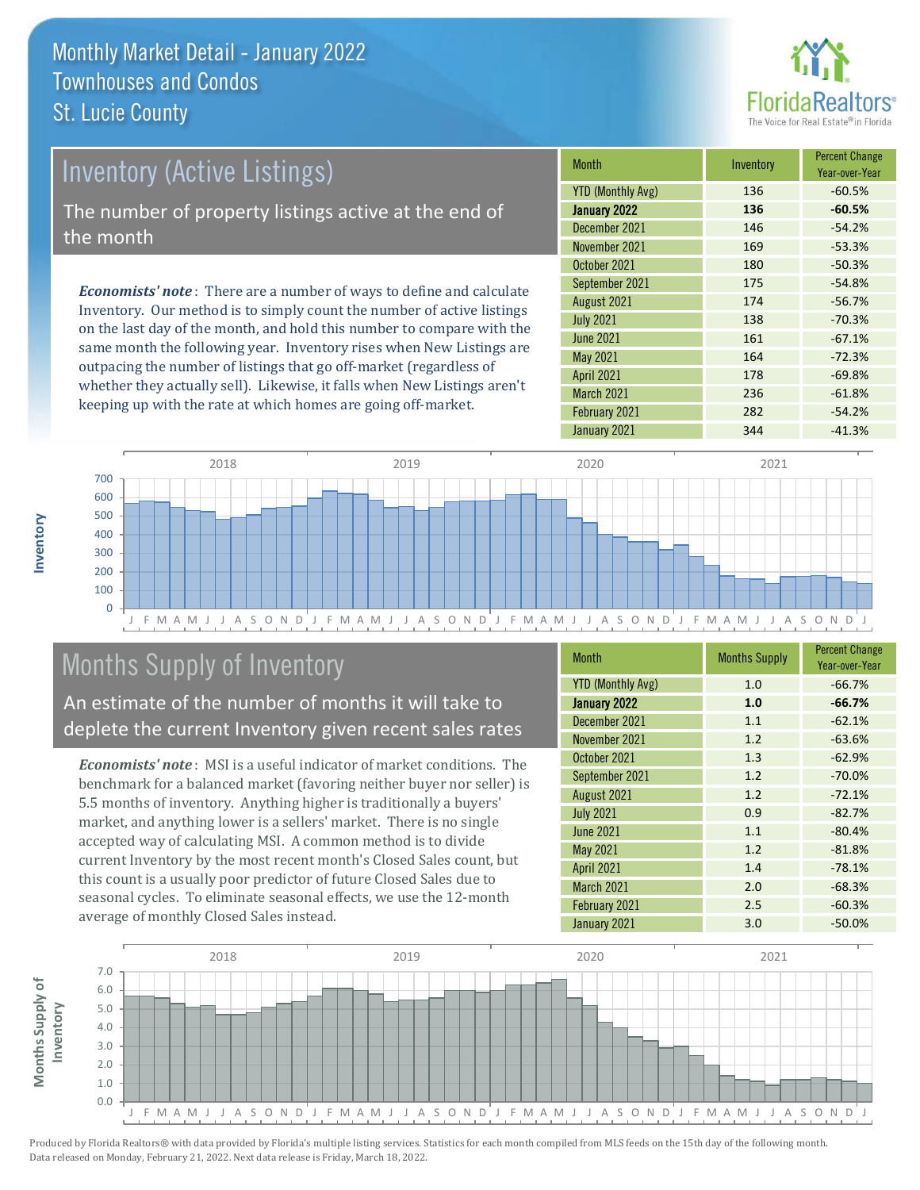# Monthly Market Detail - January 2022
## Townhouses and Condos
## St. Lucie County

## Inventory (Active Listings)

The number of property listings active at the end of the month

*Economists' note*: There are a number of ways to define and calculate Inventory. Our method is to simply count the number of active listings on the last day of the month, and hold this number to compare with the same month the following year. Inventory rises when New Listings are outpacing the number of listings that go off-market (regardless of whether they actually sell). Likewise, it falls when New Listings aren't keeping up with the rate at which homes are going off-market.

| Month | Inventory | Percent Change Year-over-Year |
|---|---|---|
| YTD (Monthly Avg) | 136 | -60.5% |
| **January 2022** | **136** | **-60.5%** |
| December 2021 | 146 | -54.2% |
| November 2021 | 169 | -53.3% |
| October 2021 | 180 | -50.3% |
| September 2021 | 175 | -54.8% |
| August 2021 | 174 | -56.7% |
| July 2021 | 138 | -70.3% |
| June 2021 | 161 | -67.1% |
| May 2021 | 164 | -72.3% |
| April 2021 | 178 | -69.8% |
| March 2021 | 236 | -61.8% |
| February 2021 | 282 | -54.2% |
| January 2021 | 344 | -41.3% |

## Months Supply of Inventory

An estimate of the number of months it will take to deplete the current Inventory given recent sales rates

*Economists' note*: MSI is a useful indicator of market conditions. The benchmark for a balanced market (favoring neither buyer nor seller) is 5.5 months of inventory. Anything higher is traditionally a buyers' market, and anything lower is a sellers' market. There is no single accepted way of calculating MSI. A common method is to divide current Inventory by the most recent month's Closed Sales count, but this count is a usually poor predictor of future Closed Sales due to seasonal cycles. To eliminate seasonal effects, we use the 12-month average of monthly Closed Sales instead.

| Month | Months Supply | Percent Change Year-over-Year |
|---|---|---|
| YTD (Monthly Avg) | 1.0 | -66.7% |
| **January 2022** | **1.0** | **-66.7%** |
| December 2021 | 1.1 | -62.1% |
| November 2021 | 1.2 | -63.6% |
| October 2021 | 1.3 | -62.9% |
| September 2021 | 1.2 | -70.0% |
| August 2021 | 1.2 | -72.1% |
| July 2021 | 0.9 | -82.7% |
| June 2021 | 1.1 | -80.4% |
| May 2021 | 1.2 | -81.8% |
| April 2021 | 1.4 | -78.1% |
| March 2021 | 2.0 | -68.3% |
| February 2021 | 2.5 | -60.3% |
| January 2021 | 3.0 | -50.0% |

Produced by Florida Realtors® with data provided by Florida's multiple listing services. Statistics for each month compiled from MLS feeds on the 15th day of the following month. Data released on Monday, February 21, 2022. Next data release is Friday, March 18, 2022.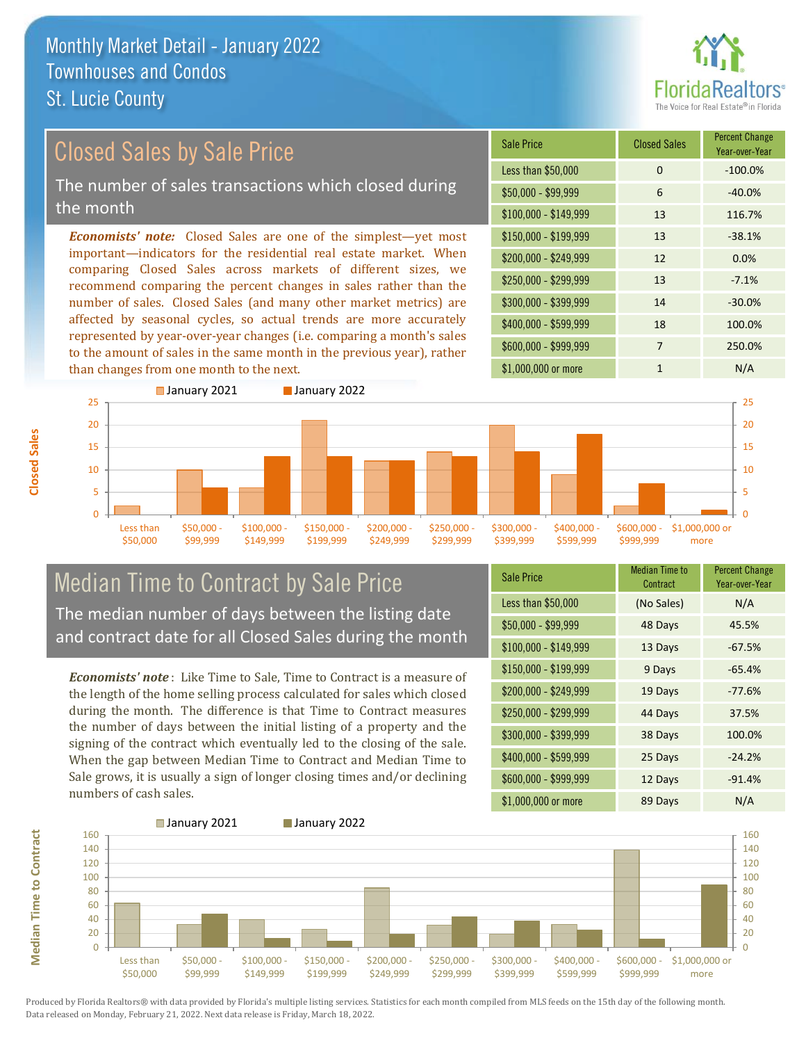# Monthly Market Detail - January 2022
## Townhouses and Condos
## St. Lucie County

## Closed Sales by Sale Price

The number of sales transactions which closed during the month

*Economists' note:* Closed Sales are one of the simplest—yet most important—indicators for the residential real estate market. When comparing Closed Sales across markets of different sizes, we recommend comparing the percent changes in sales rather than the number of sales. Closed Sales (and many other market metrics) are affected by seasonal cycles, so actual trends are more accurately represented by year-over-year changes (i.e. comparing a month's sales to the amount of sales in the same month in the previous year), rather than changes from one month to the next.

| Sale Price | Closed Sales | Percent Change Year-over-Year |
|---|---|---|
| Less than $50,000 | 0 | -100.0% |
| $50,000 - $99,999 | 6 | -40.0% |
| $100,000 - $149,999 | 13 | 116.7% |
| $150,000 - $199,999 | 13 | -38.1% |
| $200,000 - $249,999 | 12 | 0.0% |
| $250,000 - $299,999 | 13 | -7.1% |
| $300,000 - $399,999 | 14 | -30.0% |
| $400,000 - $599,999 | 18 | 100.0% |
| $600,000 - $999,999 | 7 | 250.0% |
| $1,000,000 or more | 1 | N/A |

## Median Time to Contract by Sale Price

The median number of days between the listing date and contract date for all Closed Sales during the month

*Economists' note*: Like Time to Sale, Time to Contract is a measure of the length of the home selling process calculated for sales which closed during the month. The difference is that Time to Contract measures the number of days between the initial listing of a property and the signing of the contract which eventually led to the closing of the sale. When the gap between Median Time to Contract and Median Time to Sale grows, it is usually a sign of longer closing times and/or declining numbers of cash sales.

| Sale Price | Median Time to Contract | Percent Change Year-over-Year |
|---|---|---|
| Less than $50,000 | (No Sales) | N/A |
| $50,000 - $99,999 | 48 Days | 45.5% |
| $100,000 - $149,999 | 13 Days | -67.5% |
| $150,000 - $199,999 | 9 Days | -65.4% |
| $200,000 - $249,999 | 19 Days | -77.6% |
| $250,000 - $299,999 | 44 Days | 37.5% |
| $300,000 - $399,999 | 38 Days | 100.0% |
| $400,000 - $599,999 | 25 Days | -24.2% |
| $600,000 - $999,999 | 12 Days | -91.4% |
| $1,000,000 or more | 89 Days | N/A |

Produced by Florida Realtors® with data provided by Florida's multiple listing services. Statistics for each month compiled from MLS feeds on the 15th day of the following month. Data released on Monday, February 21, 2022. Next data release is Friday, March 18, 2022.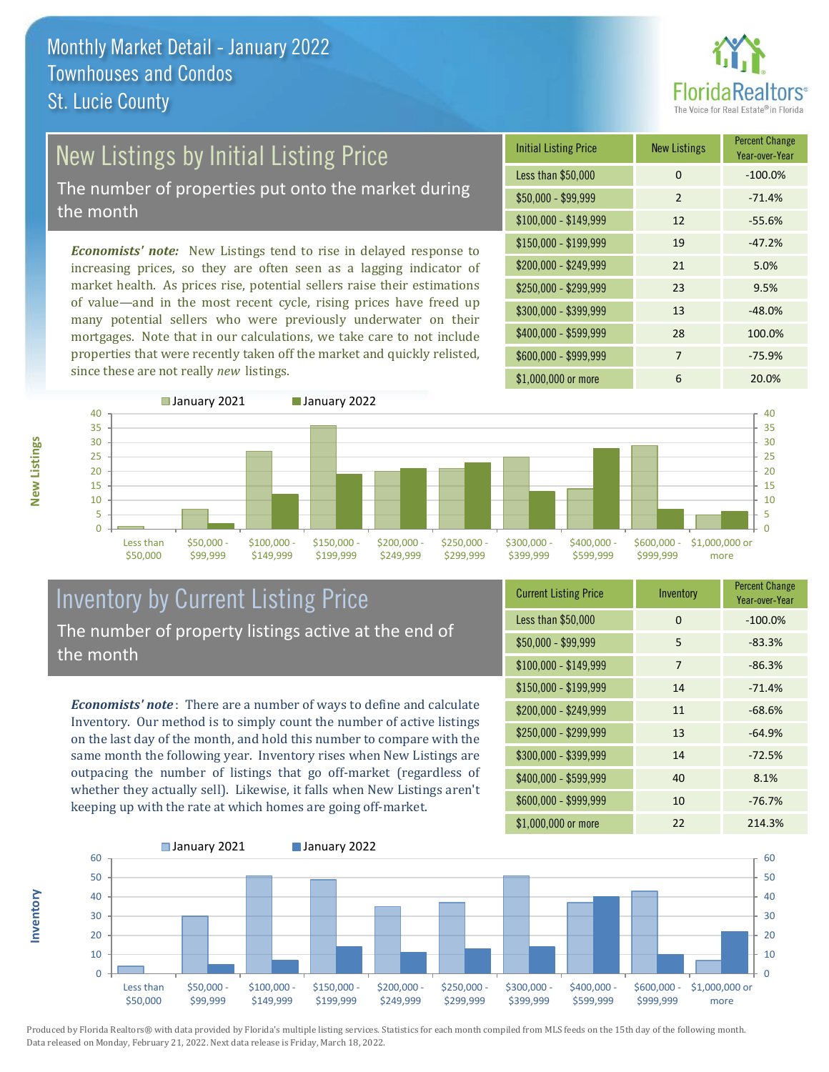# Monthly Market Detail - January 2022
## Townhouses and Condos
## St. Lucie County

## New Listings by Initial Listing Price

The number of properties put onto the market during the month

*Economists' note:* New Listings tend to rise in delayed response to increasing prices, so they are often seen as a lagging indicator of market health. As prices rise, potential sellers raise their estimations of value—and in the most recent cycle, rising prices have freed up many potential sellers who were previously underwater on their mortgages. Note that in our calculations, we take care to not include properties that were recently taken off the market and quickly relisted, since these are not really *new* listings.

| Initial Listing Price | New Listings | Percent Change Year-over-Year |
|---|---|---|
| Less than $50,000 | 0 | -100.0% |
| $50,000 - $99,999 | 2 | -71.4% |
| $100,000 - $149,999 | 12 | -55.6% |
| $150,000 - $199,999 | 19 | -47.2% |
| $200,000 - $249,999 | 21 | 5.0% |
| $250,000 - $299,999 | 23 | 9.5% |
| $300,000 - $399,999 | 13 | -48.0% |
| $400,000 - $599,999 | 28 | 100.0% |
| $600,000 - $999,999 | 7 | -75.9% |
| $1,000,000 or more | 6 | 20.0% |

## Inventory by Current Listing Price

The number of property listings active at the end of the month

*Economists' note*: There are a number of ways to define and calculate Inventory. Our method is to simply count the number of active listings on the last day of the month, and hold this number to compare with the same month the following year. Inventory rises when New Listings are outpacing the number of listings that go off-market (regardless of whether they actually sell). Likewise, it falls when New Listings aren't keeping up with the rate at which homes are going off-market.

| Current Listing Price | Inventory | Percent Change Year-over-Year |
|---|---|---|
| Less than $50,000 | 0 | -100.0% |
| $50,000 - $99,999 | 5 | -83.3% |
| $100,000 - $149,999 | 7 | -86.3% |
| $150,000 - $199,999 | 14 | -71.4% |
| $200,000 - $249,999 | 11 | -68.6% |
| $250,000 - $299,999 | 13 | -64.9% |
| $300,000 - $399,999 | 14 | -72.5% |
| $400,000 - $599,999 | 40 | 8.1% |
| $600,000 - $999,999 | 10 | -76.7% |
| $1,000,000 or more | 22 | 214.3% |

Produced by Florida Realtors® with data provided by Florida's multiple listing services. Statistics for each month compiled from MLS feeds on the 15th day of the following month. Data released on Monday, February 21, 2022. Next data release is Friday, March 18, 2022.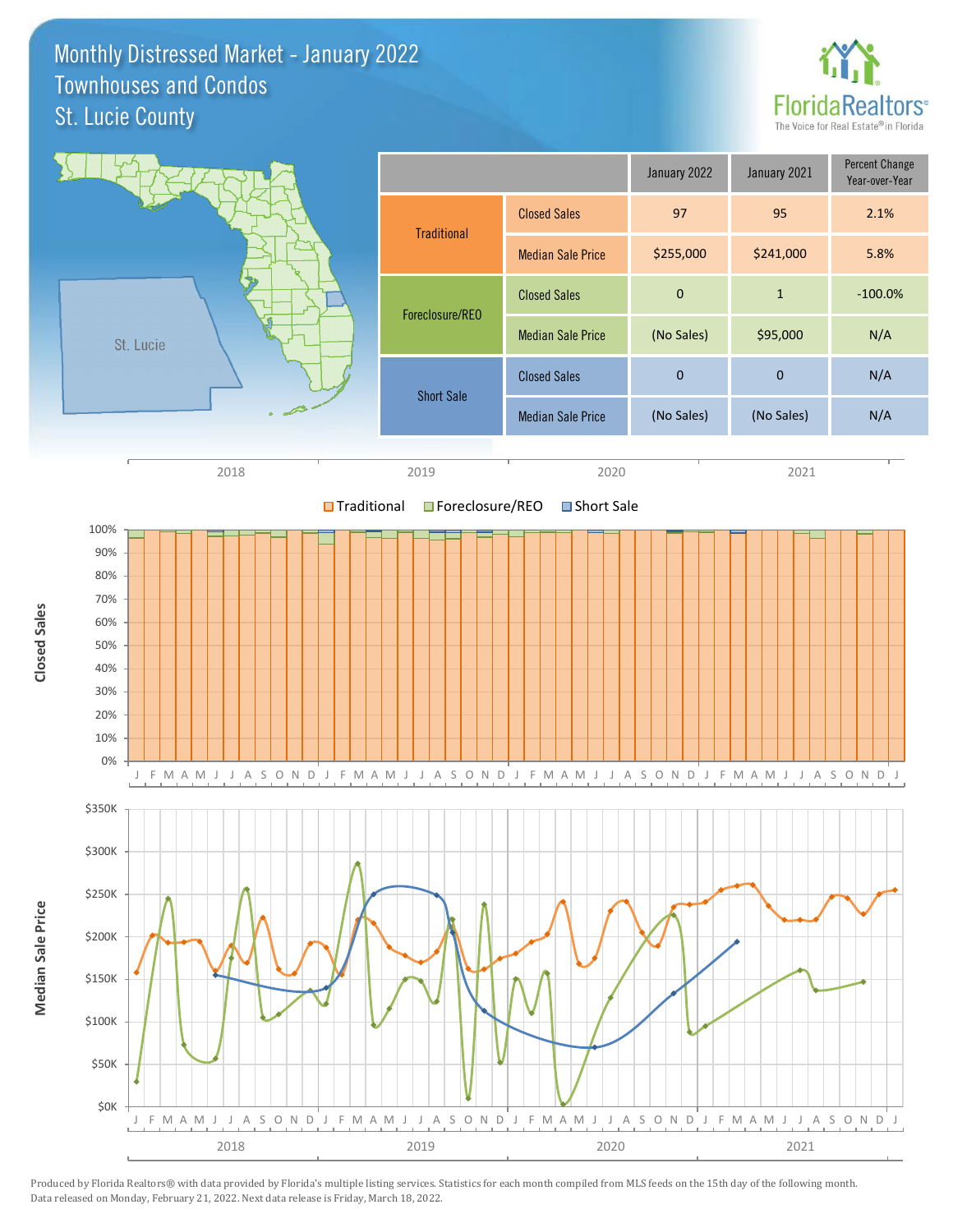# Monthly Distressed Market - January 2022
## Townhouses and Condos
## St. Lucie County

FloridaRealtors®
The Voice for Real Estate® in Florida

St. Lucie

| | | January 2022 | January 2021 | Percent Change Year-over-Year |
|---|---|---|---|---|
| Traditional | Closed Sales | 97 | 95 | 2.1% |
| | Median Sale Price | $255,000 | $241,000 | 5.8% |
| Foreclosure/REO | Closed Sales | 0 | 1 | -100.0% |
| | Median Sale Price | (No Sales) | $95,000 | N/A |
| Short Sale | Closed Sales | 0 | 0 | N/A |
| | Median Sale Price | (No Sales) | (No Sales) | N/A |

2018 2019 2020 2021

Traditional Foreclosure/REO Short Sale

Closed Sales

100% 90% 80% 70% 60% 50% 40% 30% 20% 10% 0%

J F M A M J J A S O N D J F M A M J J A S O N D J F M A M J J A S O N D J F M A M J J A S O N D J

Median Sale Price

$350K $300K $250K $200K $150K $100K $50K $0K

J F M A M J J A S O N D J F M A M J J A S O N D J F M A M J J A S O N D J F M A M J J A S O N D J

2018 2019 2020 2021

Produced by Florida Realtors® with data provided by Florida's multiple listing services. Statistics for each month compiled from MLS feeds on the 15th day of the following month. Data released on Monday, February 21, 2022. Next data release is Friday, March 18, 2022.